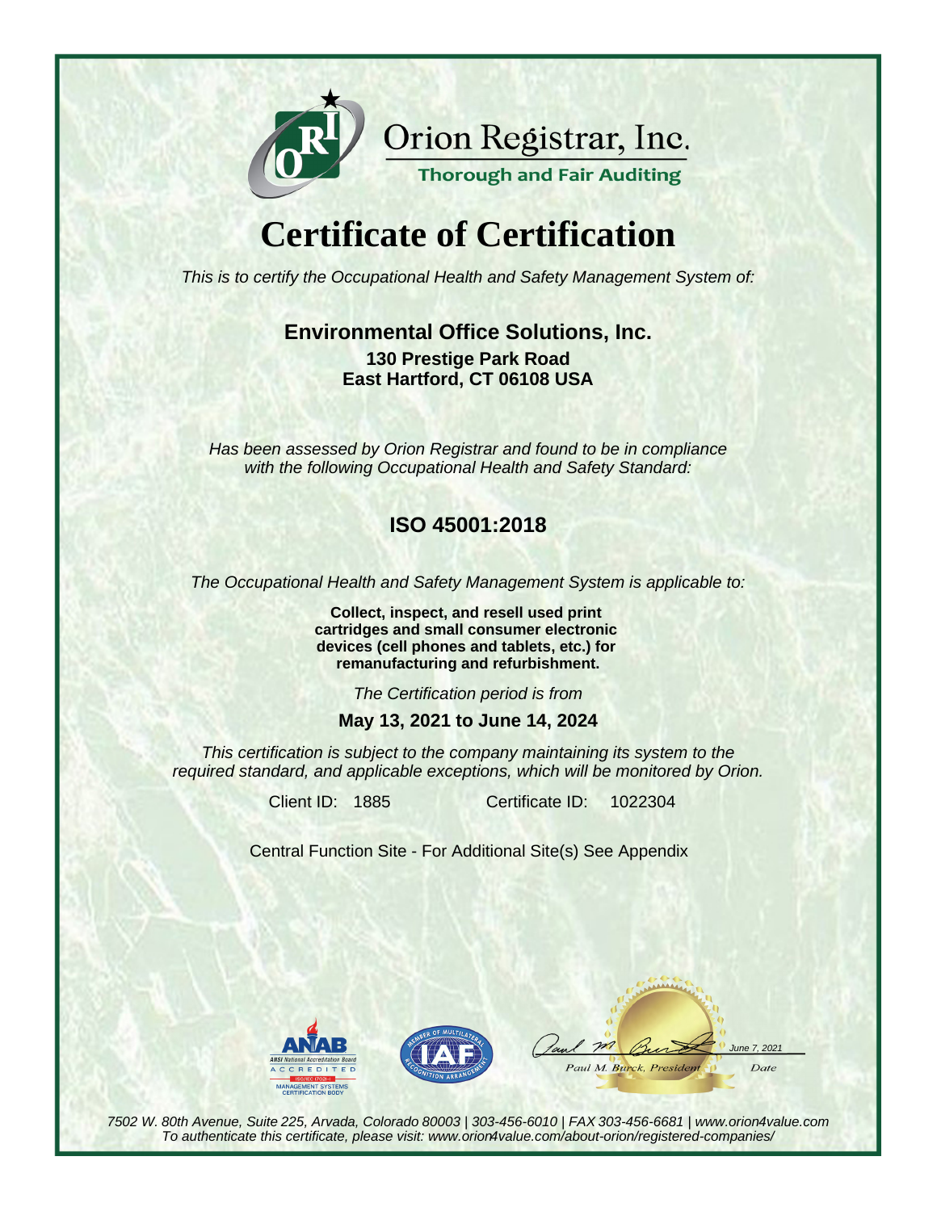Orion Registrar, Inc.

Thorough and Fair Auditing

# Certificate of Certification

*This is to certify the Occupational Health and Safety Management System of:*

**Environmental Office Solutions, Inc.**

**130 Prestige Park Road**
**East Hartford, CT 06108 USA**

*Has been assessed by Orion Registrar and found to be in compliance with the following Occupational Health and Safety Standard:*

## ISO 45001:2018

*The Occupational Health and Safety Management System is applicable to:*

**Collect, inspect, and resell used print cartridges and small consumer electronic devices (cell phones and tablets, etc.) for remanufacturing and refurbishment.**

*The Certification period is from*

**May 13, 2021 to June 14, 2024**

*This certification is subject to the company maintaining its system to the required standard, and applicable exceptions, which will be monitored by Orion.*

Client ID: 1885 Certificate ID: 1022304

Central Function Site - For Additional Site(s) See Appendix

ANAB — ANSI National Accreditation Board — ACCREDITED — ISO/IEC 17021-1 — MANAGEMENT SYSTEMS CERTIFICATION BODY

IAF — MEMBER OF MULTILATERAL RECOGNITION ARRANGEMENT

Paul M. Burck, President — June 7, 2021 — Date

*7502 W. 80th Avenue, Suite 225, Arvada, Colorado 80003 | 303-456-6010 | FAX 303-456-6681 | www.orion4value.com*
*To authenticate this certificate, please visit: www.orion4value.com/about-orion/registered-companies/*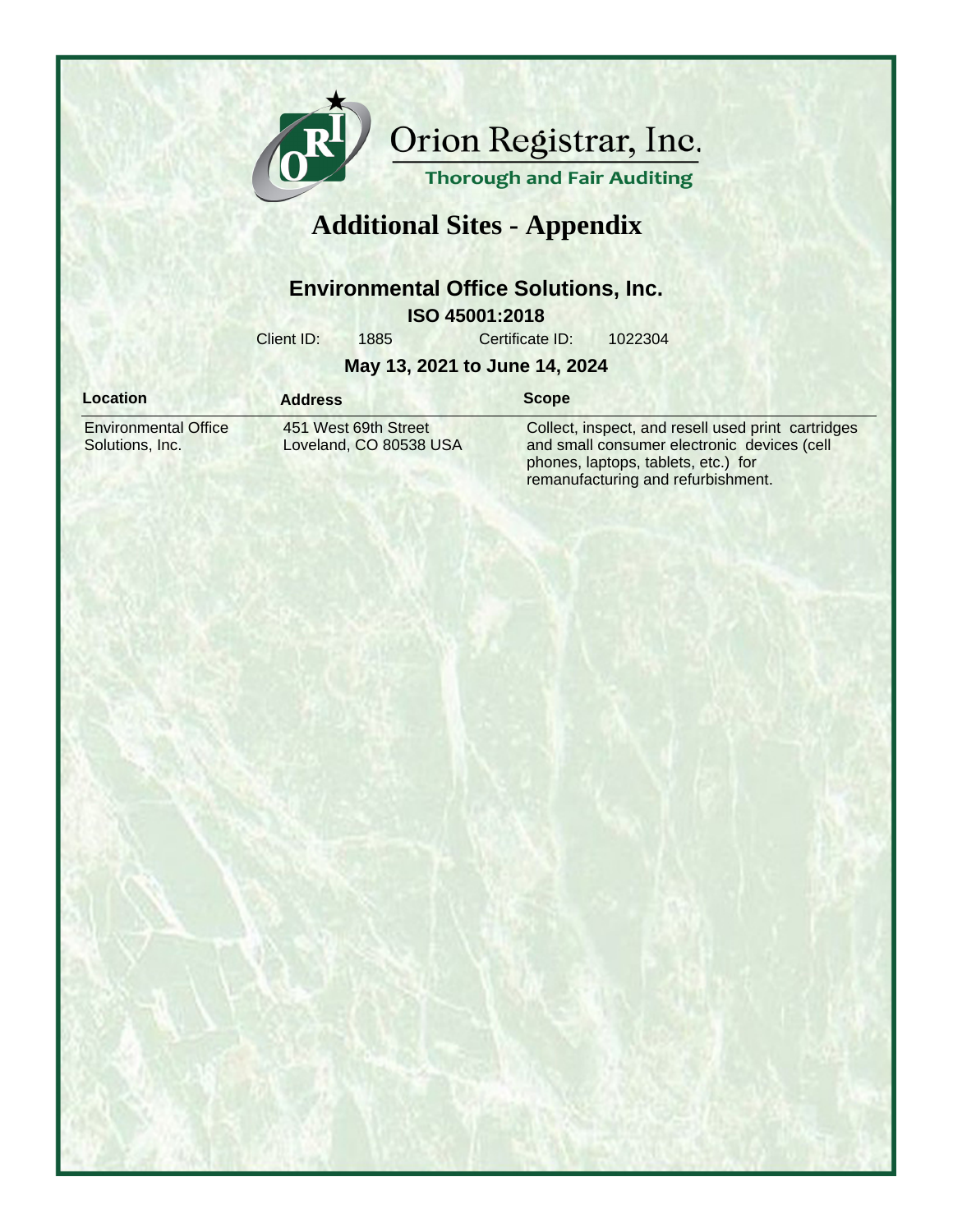Orion Registrar, Inc.

Thorough and Fair Auditing

# Additional Sites - Appendix

## Environmental Office Solutions, Inc.

**ISO 45001:2018**

Client ID: 1885 Certificate ID: 1022304

**May 13, 2021 to June 14, 2024**

| Location | Address | Scope |
|---|---|---|
| Environmental Office Solutions, Inc. | 451 West 69th Street Loveland, CO 80538 USA | Collect, inspect, and resell used print cartridges and small consumer electronic devices (cell phones, laptops, tablets, etc.) for remanufacturing and refurbishment. |